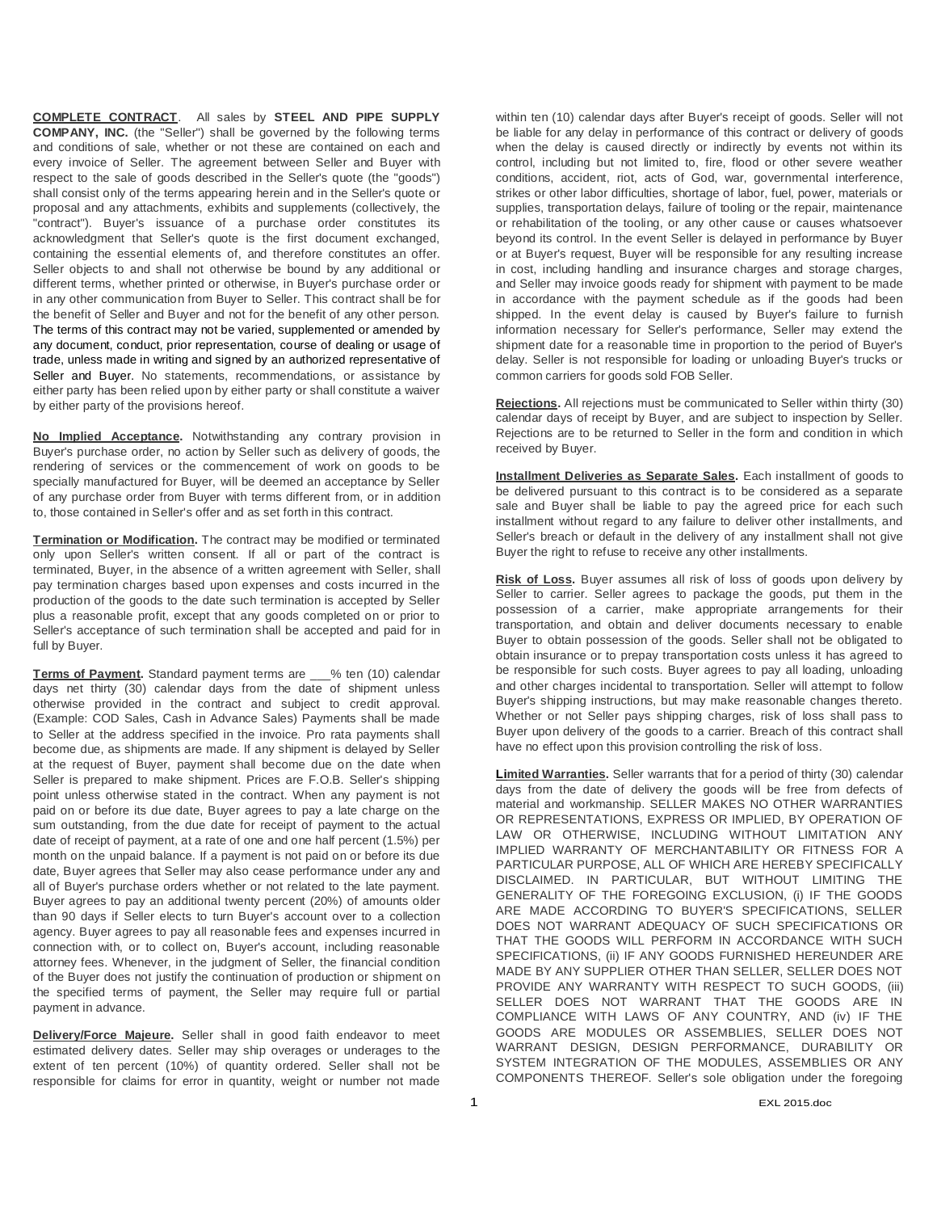**COMPLETE CONTRACT**. All sales by **STEEL AND PIPE SUPPLY COMPANY, INC.** (the "Seller") shall be governed by the following terms and conditions of sale, whether or not these are contained on each and every invoice of Seller. The agreement between Seller and Buyer with respect to the sale of goods described in the Seller's quote (the "goods") shall consist only of the terms appearing herein and in the Seller's quote or proposal and any attachments, exhibits and supplements (collectively, the "contract"). Buyer's issuance of a purchase order constitutes its acknowledgment that Seller's quote is the first document exchanged, containing the essential elements of, and therefore constitutes an offer. Seller objects to and shall not otherwise be bound by any additional or different terms, whether printed or otherwise, in Buyer's purchase order or in any other communication from Buyer to Seller. This contract shall be for the benefit of Seller and Buyer and not for the benefit of any other person. The terms of this contract may not be varied, supplemented or amended by any document, conduct, prior representation, course of dealing or usage of trade, unless made in writing and signed by an authorized representative of Seller and Buyer. No statements, recommendations, or assistance by either party has been relied upon by either party or shall constitute a waiver by either party of the provisions hereof.

**No Implied Acceptance.** Notwithstanding any contrary provision in Buyer's purchase order, no action by Seller such as delivery of goods, the rendering of services or the commencement of work on goods to be specially manufactured for Buyer, will be deemed an acceptance by Seller of any purchase order from Buyer with terms different from, or in addition to, those contained in Seller's offer and as set forth in this contract.

**Termination or Modification.** The contract may be modified or terminated only upon Seller's written consent. If all or part of the contract is terminated, Buyer, in the absence of a written agreement with Seller, shall pay termination charges based upon expenses and costs incurred in the production of the goods to the date such termination is accepted by Seller plus a reasonable profit, except that any goods completed on or prior to Seller's acceptance of such termination shall be accepted and paid for in full by Buyer.

**Terms of Payment.** Standard payment terms are ___% ten (10) calendar days net thirty (30) calendar days from the date of shipment unless otherwise provided in the contract and subject to credit approval. (Example: COD Sales, Cash in Advance Sales) Payments shall be made to Seller at the address specified in the invoice. Pro rata payments shall become due, as shipments are made. If any shipment is delayed by Seller at the request of Buyer, payment shall become due on the date when Seller is prepared to make shipment. Prices are F.O.B. Seller's shipping point unless otherwise stated in the contract. When any payment is not paid on or before its due date, Buyer agrees to pay a late charge on the sum outstanding, from the due date for receipt of payment to the actual date of receipt of payment, at a rate of one and one half percent (1.5%) per month on the unpaid balance. If a payment is not paid on or before its due date, Buyer agrees that Seller may also cease performance under any and all of Buyer's purchase orders whether or not related to the late payment. Buyer agrees to pay an additional twenty percent (20%) of amounts older than 90 days if Seller elects to turn Buyer's account over to a collection agency. Buyer agrees to pay all reasonable fees and expenses incurred in connection with, or to collect on, Buyer's account, including reasonable attorney fees. Whenever, in the judgment of Seller, the financial condition of the Buyer does not justify the continuation of production or shipment on the specified terms of payment, the Seller may require full or partial payment in advance.

**Delivery/Force Majeure.** Seller shall in good faith endeavor to meet estimated delivery dates. Seller may ship overages or underages to the extent of ten percent (10%) of quantity ordered. Seller shall not be responsible for claims for error in quantity, weight or number not made within ten (10) calendar days after Buyer's receipt of goods. Seller will not be liable for any delay in performance of this contract or delivery of goods when the delay is caused directly or indirectly by events not within its control, including but not limited to, fire, flood or other severe weather conditions, accident, riot, acts of God, war, governmental interference, strikes or other labor difficulties, shortage of labor, fuel, power, materials or supplies, transportation delays, failure of tooling or the repair, maintenance or rehabilitation of the tooling, or any other cause or causes whatsoever beyond its control. In the event Seller is delayed in performance by Buyer or at Buyer's request, Buyer will be responsible for any resulting increase in cost, including handling and insurance charges and storage charges, and Seller may invoice goods ready for shipment with payment to be made in accordance with the payment schedule as if the goods had been shipped. In the event delay is caused by Buyer's failure to furnish information necessary for Seller's performance, Seller may extend the shipment date for a reasonable time in proportion to the period of Buyer's delay. Seller is not responsible for loading or unloading Buyer's trucks or common carriers for goods sold FOB Seller.

**Rejections.** All rejections must be communicated to Seller within thirty (30) calendar days of receipt by Buyer, and are subject to inspection by Seller. Rejections are to be returned to Seller in the form and condition in which received by Buyer.

**Installment Deliveries as Separate Sales.** Each installment of goods to be delivered pursuant to this contract is to be considered as a separate sale and Buyer shall be liable to pay the agreed price for each such installment without regard to any failure to deliver other installments, and Seller's breach or default in the delivery of any installment shall not give Buyer the right to refuse to receive any other installments.

**Risk of Loss.** Buyer assumes all risk of loss of goods upon delivery by Seller to carrier. Seller agrees to package the goods, put them in the possession of a carrier, make appropriate arrangements for their transportation, and obtain and deliver documents necessary to enable Buyer to obtain possession of the goods. Seller shall not be obligated to obtain insurance or to prepay transportation costs unless it has agreed to be responsible for such costs. Buyer agrees to pay all loading, unloading and other charges incidental to transportation. Seller will attempt to follow Buyer's shipping instructions, but may make reasonable changes thereto. Whether or not Seller pays shipping charges, risk of loss shall pass to Buyer upon delivery of the goods to a carrier. Breach of this contract shall have no effect upon this provision controlling the risk of loss.

**Limited Warranties.** Seller warrants that for a period of thirty (30) calendar days from the date of delivery the goods will be free from defects of material and workmanship. SELLER MAKES NO OTHER WARRANTIES OR REPRESENTATIONS, EXPRESS OR IMPLIED, BY OPERATION OF LAW OR OTHERWISE, INCLUDING WITHOUT LIMITATION ANY IMPLIED WARRANTY OF MERCHANTABILITY OR FITNESS FOR A PARTICULAR PURPOSE, ALL OF WHICH ARE HEREBY SPECIFICALLY DISCLAIMED. IN PARTICULAR, BUT WITHOUT LIMITING THE GENERALITY OF THE FOREGOING EXCLUSION, (i) IF THE GOODS ARE MADE ACCORDING TO BUYER'S SPECIFICATIONS, SELLER DOES NOT WARRANT ADEQUACY OF SUCH SPECIFICATIONS OR THAT THE GOODS WILL PERFORM IN ACCORDANCE WITH SUCH SPECIFICATIONS, (ii) IF ANY GOODS FURNISHED HEREUNDER ARE MADE BY ANY SUPPLIER OTHER THAN SELLER, SELLER DOES NOT PROVIDE ANY WARRANTY WITH RESPECT TO SUCH GOODS, (iii) SELLER DOES NOT WARRANT THAT THE GOODS ARE IN COMPLIANCE WITH LAWS OF ANY COUNTRY, AND (iv) IF THE GOODS ARE MODULES OR ASSEMBLIES, SELLER DOES NOT WARRANT DESIGN, DESIGN PERFORMANCE, DURABILITY OR SYSTEM INTEGRATION OF THE MODULES, ASSEMBLIES OR ANY COMPONENTS THEREOF. Seller's sole obligation under the foregoing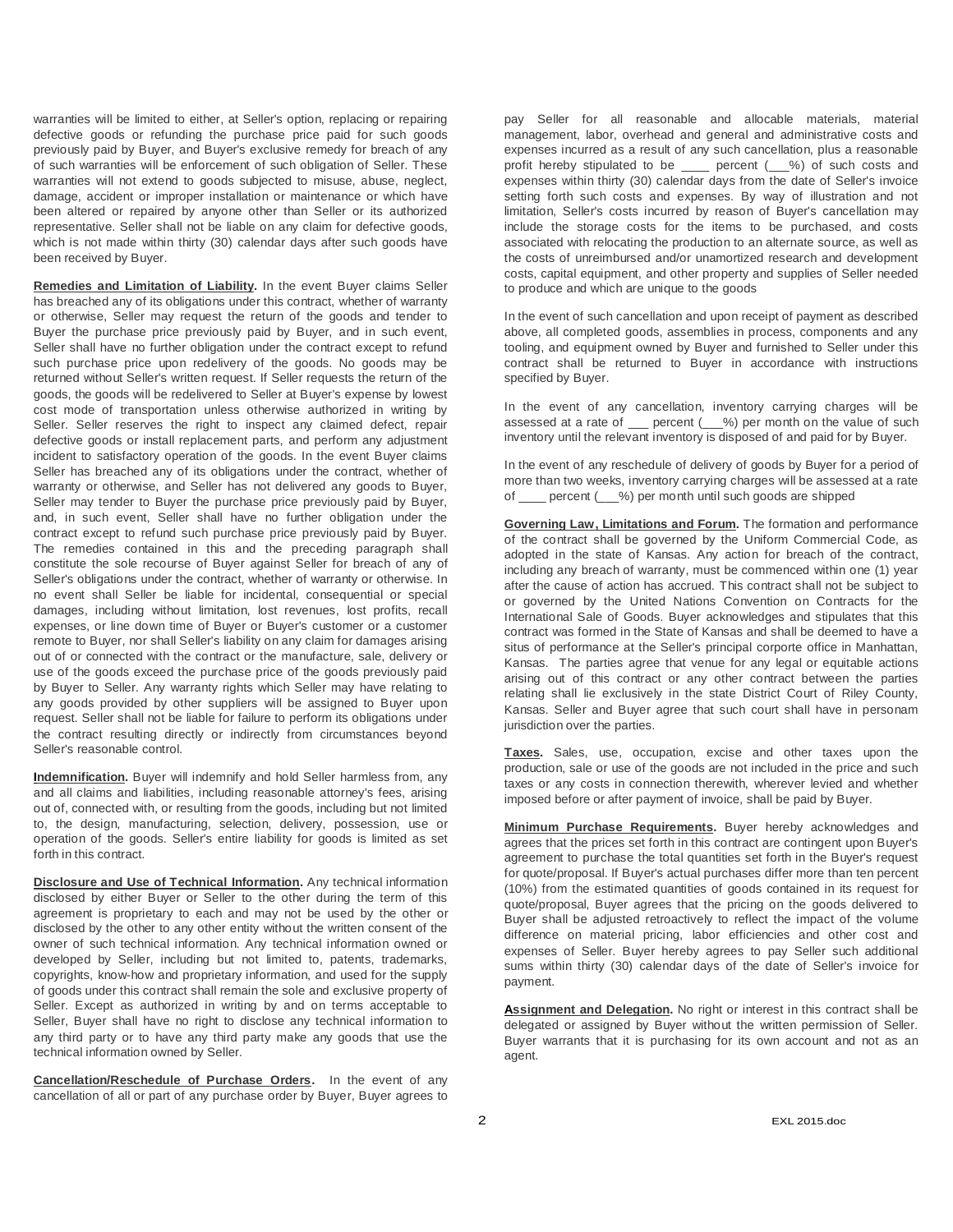warranties will be limited to either, at Seller's option, replacing or repairing defective goods or refunding the purchase price paid for such goods previously paid by Buyer, and Buyer's exclusive remedy for breach of any of such warranties will be enforcement of such obligation of Seller. These warranties will not extend to goods subjected to misuse, abuse, neglect, damage, accident or improper installation or maintenance or which have been altered or repaired by anyone other than Seller or its authorized representative. Seller shall not be liable on any claim for defective goods, which is not made within thirty (30) calendar days after such goods have been received by Buyer.

**Remedies and Limitation of Liability.** In the event Buyer claims Seller has breached any of its obligations under this contract, whether of warranty or otherwise, Seller may request the return of the goods and tender to Buyer the purchase price previously paid by Buyer, and in such event, Seller shall have no further obligation under the contract except to refund such purchase price upon redelivery of the goods. No goods may be returned without Seller's written request. If Seller requests the return of the goods, the goods will be redelivered to Seller at Buyer's expense by lowest cost mode of transportation unless otherwise authorized in writing by Seller. Seller reserves the right to inspect any claimed defect, repair defective goods or install replacement parts, and perform any adjustment incident to satisfactory operation of the goods. In the event Buyer claims Seller has breached any of its obligations under the contract, whether of warranty or otherwise, and Seller has not delivered any goods to Buyer, Seller may tender to Buyer the purchase price previously paid by Buyer, and, in such event, Seller shall have no further obligation under the contract except to refund such purchase price previously paid by Buyer. The remedies contained in this and the preceding paragraph shall constitute the sole recourse of Buyer against Seller for breach of any of Seller's obligations under the contract, whether of warranty or otherwise. In no event shall Seller be liable for incidental, consequential or special damages, including without limitation, lost revenues, lost profits, recall expenses, or line down time of Buyer or Buyer's customer or a customer remote to Buyer, nor shall Seller's liability on any claim for damages arising out of or connected with the contract or the manufacture, sale, delivery or use of the goods exceed the purchase price of the goods previously paid by Buyer to Seller. Any warranty rights which Seller may have relating to any goods provided by other suppliers will be assigned to Buyer upon request. Seller shall not be liable for failure to perform its obligations under the contract resulting directly or indirectly from circumstances beyond Seller's reasonable control.

**Indemnification.** Buyer will indemnify and hold Seller harmless from, any and all claims and liabilities, including reasonable attorney's fees, arising out of, connected with, or resulting from the goods, including but not limited to, the design, manufacturing, selection, delivery, possession, use or operation of the goods. Seller's entire liability for goods is limited as set forth in this contract.

**Disclosure and Use of Technical Information.** Any technical information disclosed by either Buyer or Seller to the other during the term of this agreement is proprietary to each and may not be used by the other or disclosed by the other to any other entity without the written consent of the owner of such technical information. Any technical information owned or developed by Seller, including but not limited to, patents, trademarks, copyrights, know-how and proprietary information, and used for the supply of goods under this contract shall remain the sole and exclusive property of Seller. Except as authorized in writing by and on terms acceptable to Seller, Buyer shall have no right to disclose any technical information to any third party or to have any third party make any goods that use the technical information owned by Seller.

**Cancellation/Reschedule of Purchase Orders.** In the event of any cancellation of all or part of any purchase order by Buyer, Buyer agrees to pay Seller for all reasonable and allocable materials, material management, labor, overhead and general and administrative costs and expenses incurred as a result of any such cancellation, plus a reasonable profit hereby stipulated to be ____ percent (___%) of such costs and expenses within thirty (30) calendar days from the date of Seller's invoice setting forth such costs and expenses. By way of illustration and not limitation, Seller's costs incurred by reason of Buyer's cancellation may include the storage costs for the items to be purchased, and costs associated with relocating the production to an alternate source, as well as the costs of unreimbursed and/or unamortized research and development costs, capital equipment, and other property and supplies of Seller needed to produce and which are unique to the goods

In the event of such cancellation and upon receipt of payment as described above, all completed goods, assemblies in process, components and any tooling, and equipment owned by Buyer and furnished to Seller under this contract shall be returned to Buyer in accordance with instructions specified by Buyer.

In the event of any cancellation, inventory carrying charges will be assessed at a rate of ___ percent (___%) per month on the value of such inventory until the relevant inventory is disposed of and paid for by Buyer.

In the event of any reschedule of delivery of goods by Buyer for a period of more than two weeks, inventory carrying charges will be assessed at a rate of ____ percent (___%) per month until such goods are shipped

**Governing Law, Limitations and Forum.** The formation and performance of the contract shall be governed by the Uniform Commercial Code, as adopted in the state of Kansas. Any action for breach of the contract, including any breach of warranty, must be commenced within one (1) year after the cause of action has accrued. This contract shall not be subject to or governed by the United Nations Convention on Contracts for the International Sale of Goods. Buyer acknowledges and stipulates that this contract was formed in the State of Kansas and shall be deemed to have a situs of performance at the Seller's principal corporte office in Manhattan, Kansas. The parties agree that venue for any legal or equitable actions arising out of this contract or any other contract between the parties relating shall lie exclusively in the state District Court of Riley County, Kansas. Seller and Buyer agree that such court shall have in personam jurisdiction over the parties.

**Taxes.** Sales, use, occupation, excise and other taxes upon the production, sale or use of the goods are not included in the price and such taxes or any costs in connection therewith, wherever levied and whether imposed before or after payment of invoice, shall be paid by Buyer.

**Minimum Purchase Requirements.** Buyer hereby acknowledges and agrees that the prices set forth in this contract are contingent upon Buyer's agreement to purchase the total quantities set forth in the Buyer's request for quote/proposal. If Buyer's actual purchases differ more than ten percent (10%) from the estimated quantities of goods contained in its request for quote/proposal, Buyer agrees that the pricing on the goods delivered to Buyer shall be adjusted retroactively to reflect the impact of the volume difference on material pricing, labor efficiencies and other cost and expenses of Seller. Buyer hereby agrees to pay Seller such additional sums within thirty (30) calendar days of the date of Seller's invoice for payment.

**Assignment and Delegation.** No right or interest in this contract shall be delegated or assigned by Buyer without the written permission of Seller. Buyer warrants that it is purchasing for its own account and not as an agent.